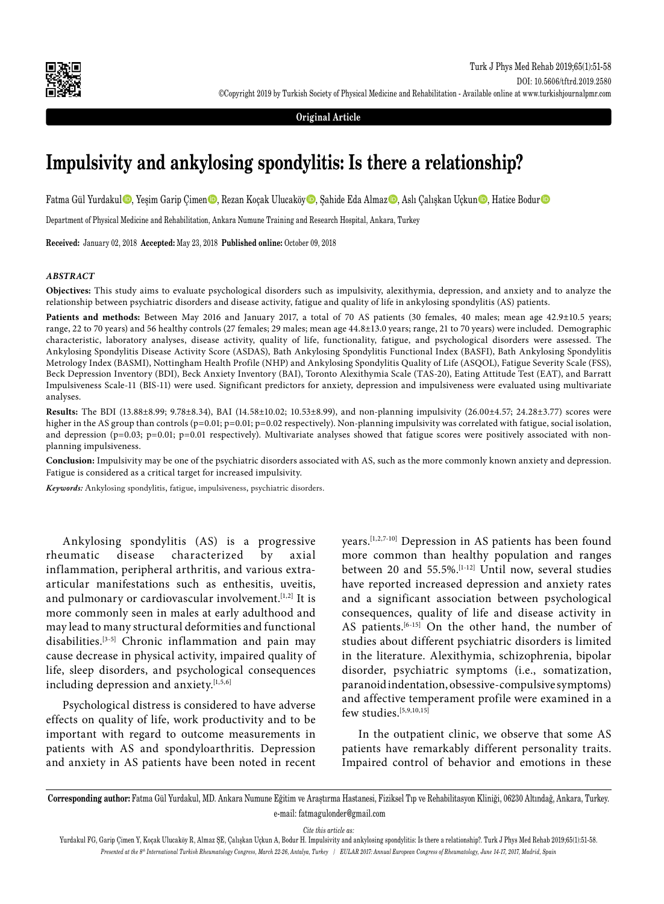Original Article

# Impulsivity and ankylosing spondylitis: Is there a relationship?

Fatma Gül Yurdakul, Yeşim Garip Çimen, Rezan Koçak Ulucaköy, Şahide Eda Almaz, Aslı Çalışkan Uçkun, Hatice Bodur

Department of Physical Medicine and Rehabilitation, Ankara Numune Training and Research Hospital, Ankara, Turkey

**Received:** January 02, 2018 **Accepted:** May 23, 2018 **Published online:** October 09, 2018

### *ABSTRACT*

**Objectives:** This study aims to evaluate psychological disorders such as impulsivity, alexithymia, depression, and anxiety and to analyze the relationship between psychiatric disorders and disease activity, fatigue and quality of life in ankylosing spondylitis (AS) patients.

**Patients and methods:** Between May 2016 and January 2017, a total of 70 AS patients (30 females, 40 males; mean age 42.9±10.5 years; range, 22 to 70 years) and 56 healthy controls (27 females; 29 males; mean age 44.8±13.0 years; range, 21 to 70 years) were included. Demographic characteristic, laboratory analyses, disease activity, quality of life, functionality, fatigue, and psychological disorders were assessed. The Ankylosing Spondylitis Disease Activity Score (ASDAS), Bath Ankylosing Spondylitis Functional Index (BASFI), Bath Ankylosing Spondylitis Metrology Index (BASMI), Nottingham Health Profile (NHP) and Ankylosing Spondylitis Quality of Life (ASQOL), Fatigue Severity Scale (FSS), Beck Depression Inventory (BDI), Beck Anxiety Inventory (BAI), Toronto Alexithymia Scale (TAS-20), Eating Attitude Test (EAT), and Barratt Impulsiveness Scale-11 (BIS-11) were used. Significant predictors for anxiety, depression and impulsiveness were evaluated using multivariate analyses.

**Results:** The BDI (13.88±8.99; 9.78±8.34), BAI (14.58±10.02; 10.53±8.99), and non-planning impulsivity (26.00±4.57; 24.28±3.77) scores were higher in the AS group than controls (p=0.01; p=0.01; p=0.02 respectively). Non-planning impulsivity was correlated with fatigue, social isolation, and depression (p=0.03; p=0.01; p=0.01 respectively). Multivariate analyses showed that fatigue scores were positively associated with non-planning impulsiveness.

**Conclusion:** Impulsivity may be one of the psychiatric disorders associated with AS, such as the more commonly known anxiety and depression. Fatigue is considered as a critical target for increased impulsivity.

***Keywords:*** Ankylosing spondylitis, fatigue, impulsiveness, psychiatric disorders.

Ankylosing spondylitis (AS) is a progressive rheumatic disease characterized by axial inflammation, peripheral arthritis, and various extra-articular manifestations such as enthesitis, uveitis, and pulmonary or cardiovascular involvement.[1,2] It is more commonly seen in males at early adulthood and may lead to many structural deformities and functional disabilities.[3-5] Chronic inflammation and pain may cause decrease in physical activity, impaired quality of life, sleep disorders, and psychological consequences including depression and anxiety.[1,5,6]

Psychological distress is considered to have adverse effects on quality of life, work productivity and to be important with regard to outcome measurements in patients with AS and spondyloarthritis. Depression and anxiety in AS patients have been noted in recent years.[1,2,7-10] Depression in AS patients has been found more common than healthy population and ranges between 20 and 55.5%.[1-12] Until now, several studies have reported increased depression and anxiety rates and a significant association between psychological consequences, quality of life and disease activity in AS patients.[6-15] On the other hand, the number of studies about different psychiatric disorders is limited in the literature. Alexithymia, schizophrenia, bipolar disorder, psychiatric symptoms (i.e., somatization, paranoid indentation, obsessive-compulsive symptoms) and affective temperament profile were examined in a few studies.[5,9,10,15]

In the outpatient clinic, we observe that some AS patients have remarkably different personality traits. Impaired control of behavior and emotions in these

**Corresponding author:** Fatma Gül Yurdakul, MD. Ankara Numune Eğitim ve Araştırma Hastanesi, Fiziksel Tıp ve Rehabilitasyon Kliniği, 06230 Altındağ, Ankara, Turkey. e-mail: fatmagulonder@gmail.com

*Cite this article as:*

Yurdakul FG, Garip Çimen Y, Koçak Ulucaköy R, Almaz ŞE, Çalışkan Uçkun A, Bodur H. Impulsivity and ankylosing spondylitis: Is there a relationship?. Turk J Phys Med Rehab 2019;65(1):51-58.

*Presented at the 8th International Turkish Rheumatology Congress, March 22-26, Antalya, Turkey | EULAR 2017: Annual European Congress of Rheumatology, June 14-17, 2017, Madrid, Spain*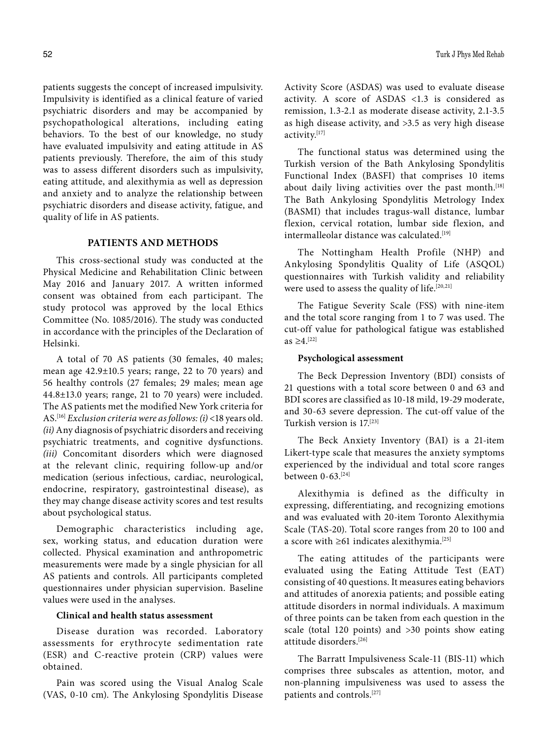patients suggests the concept of increased impulsivity. Impulsivity is identified as a clinical feature of varied psychiatric disorders and may be accompanied by psychopathological alterations, including eating behaviors. To the best of our knowledge, no study have evaluated impulsivity and eating attitude in AS patients previously. Therefore, the aim of this study was to assess different disorders such as impulsivity, eating attitude, and alexithymia as well as depression and anxiety and to analyze the relationship between psychiatric disorders and disease activity, fatigue, and quality of life in AS patients.

## PATIENTS AND METHODS

This cross-sectional study was conducted at the Physical Medicine and Rehabilitation Clinic between May 2016 and January 2017. A written informed consent was obtained from each participant. The study protocol was approved by the local Ethics Committee (No. 1085/2016). The study was conducted in accordance with the principles of the Declaration of Helsinki.

A total of 70 AS patients (30 females, 40 males; mean age 42.9±10.5 years; range, 22 to 70 years) and 56 healthy controls (27 females; 29 males; mean age 44.8±13.0 years; range, 21 to 70 years) were included. The AS patients met the modified New York criteria for AS.[16] *Exclusion criteria were as follows: (i)* <18 years old. *(ii)* Any diagnosis of psychiatric disorders and receiving psychiatric treatments, and cognitive dysfunctions. *(iii)* Concomitant disorders which were diagnosed at the relevant clinic, requiring follow-up and/or medication (serious infectious, cardiac, neurological, endocrine, respiratory, gastrointestinal disease), as they may change disease activity scores and test results about psychological status.

Demographic characteristics including age, sex, working status, and education duration were collected. Physical examination and anthropometric measurements were made by a single physician for all AS patients and controls. All participants completed questionnaires under physician supervision. Baseline values were used in the analyses.

### Clinical and health status assessment

Disease duration was recorded. Laboratory assessments for erythrocyte sedimentation rate (ESR) and C-reactive protein (CRP) values were obtained.

Pain was scored using the Visual Analog Scale (VAS, 0-10 cm). The Ankylosing Spondylitis Disease Activity Score (ASDAS) was used to evaluate disease activity. A score of ASDAS <1.3 is considered as remission, 1.3-2.1 as moderate disease activity, 2.1-3.5 as high disease activity, and >3.5 as very high disease activity.[17]

The functional status was determined using the Turkish version of the Bath Ankylosing Spondylitis Functional Index (BASFI) that comprises 10 items about daily living activities over the past month.[18] The Bath Ankylosing Spondylitis Metrology Index (BASMI) that includes tragus-wall distance, lumbar flexion, cervical rotation, lumbar side flexion, and intermalleolar distance was calculated.[19]

The Nottingham Health Profile (NHP) and Ankylosing Spondylitis Quality of Life (ASQOL) questionnaires with Turkish validity and reliability were used to assess the quality of life.[20,21]

The Fatigue Severity Scale (FSS) with nine-item and the total score ranging from 1 to 7 was used. The cut-off value for pathological fatigue was established as ≥4.[22]

### Psychological assessment

The Beck Depression Inventory (BDI) consists of 21 questions with a total score between 0 and 63 and BDI scores are classified as 10-18 mild, 19-29 moderate, and 30-63 severe depression. The cut-off value of the Turkish version is 17.[23]

The Beck Anxiety Inventory (BAI) is a 21-item Likert-type scale that measures the anxiety symptoms experienced by the individual and total score ranges between 0-63.[24]

Alexithymia is defined as the difficulty in expressing, differentiating, and recognizing emotions and was evaluated with 20-item Toronto Alexithymia Scale (TAS-20). Total score ranges from 20 to 100 and a score with ≥61 indicates alexithymia.[25]

The eating attitudes of the participants were evaluated using the Eating Attitude Test (EAT) consisting of 40 questions. It measures eating behaviors and attitudes of anorexia patients; and possible eating attitude disorders in normal individuals. A maximum of three points can be taken from each question in the scale (total 120 points) and >30 points show eating attitude disorders.[26]

The Barratt Impulsiveness Scale-11 (BIS-11) which comprises three subscales as attention, motor, and non-planning impulsiveness was used to assess the patients and controls.[27]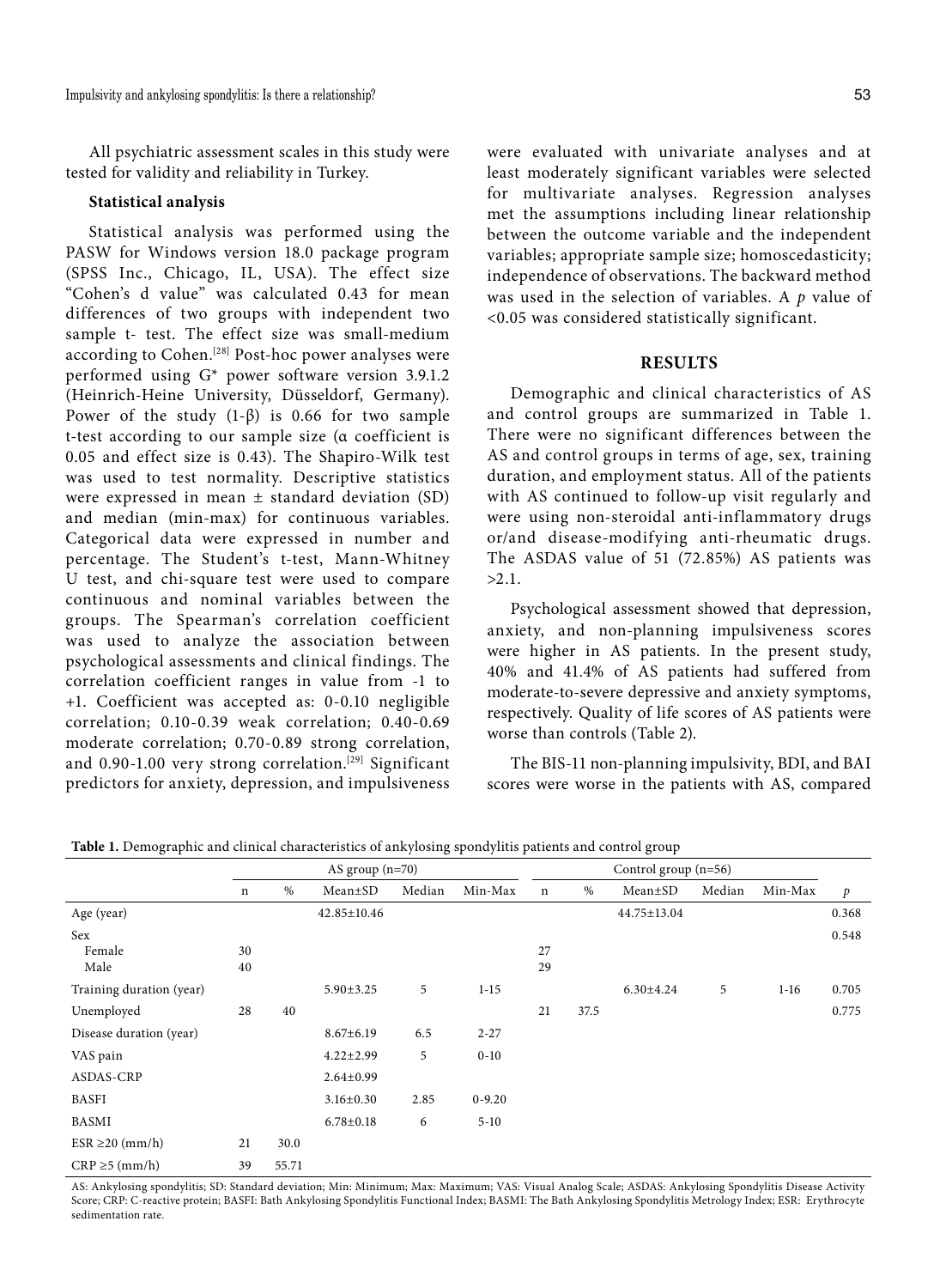All psychiatric assessment scales in this study were tested for validity and reliability in Turkey.

**Statistical analysis**

Statistical analysis was performed using the PASW for Windows version 18.0 package program (SPSS Inc., Chicago, IL, USA). The effect size "Cohen's d value" was calculated 0.43 for mean differences of two groups with independent two sample t- test. The effect size was small-medium according to Cohen.[28] Post-hoc power analyses were performed using G* power software version 3.9.1.2 (Heinrich-Heine University, Düsseldorf, Germany). Power of the study (1-β) is 0.66 for two sample t-test according to our sample size (α coefficient is 0.05 and effect size is 0.43). The Shapiro-Wilk test was used to test normality. Descriptive statistics were expressed in mean ± standard deviation (SD) and median (min-max) for continuous variables. Categorical data were expressed in number and percentage. The Student's t-test, Mann-Whitney U test, and chi-square test were used to compare continuous and nominal variables between the groups. The Spearman's correlation coefficient was used to analyze the association between psychological assessments and clinical findings. The correlation coefficient ranges in value from -1 to +1. Coefficient was accepted as: 0-0.10 negligible correlation; 0.10-0.39 weak correlation; 0.40-0.69 moderate correlation; 0.70-0.89 strong correlation, and 0.90-1.00 very strong correlation.[29] Significant predictors for anxiety, depression, and impulsiveness were evaluated with univariate analyses and at least moderately significant variables were selected for multivariate analyses. Regression analyses met the assumptions including linear relationship between the outcome variable and the independent variables; appropriate sample size; homoscedasticity; independence of observations. The backward method was used in the selection of variables. A $p$ value of <0.05 was considered statistically significant.

## RESULTS

Demographic and clinical characteristics of AS and control groups are summarized in Table 1. There were no significant differences between the AS and control groups in terms of age, sex, training duration, and employment status. All of the patients with AS continued to follow-up visit regularly and were using non-steroidal anti-inflammatory drugs or/and disease-modifying anti-rheumatic drugs. The ASDAS value of 51 (72.85%) AS patients was >2.1.

Psychological assessment showed that depression, anxiety, and non-planning impulsiveness scores were higher in AS patients. In the present study, 40% and 41.4% of AS patients had suffered from moderate-to-severe depressive and anxiety symptoms, respectively. Quality of life scores of AS patients were worse than controls (Table 2).

The BIS-11 non-planning impulsivity, BDI, and BAI scores were worse in the patients with AS, compared

**Table 1.** Demographic and clinical characteristics of ankylosing spondylitis patients and control group

| | AS group (n=70) | | | | | Control group (n=56) | | | | | |
|---|---|---|---|---|---|---|---|---|---|---|---|
| | n | % | Mean±SD | Median | Min-Max | n | % | Mean±SD | Median | Min-Max | *p* |
| Age (year) | | | 42.85±10.46 | | | | | 44.75±13.04 | | | 0.368 |
| Sex | | | | | | | | | | | 0.548 |
| Female | 30 | | | | | 27 | | | | | |
| Male | 40 | | | | | 29 | | | | | |
| Training duration (year) | | | 5.90±3.25 | 5 | 1-15 | | | 6.30±4.24 | 5 | 1-16 | 0.705 |
| Unemployed | 28 | 40 | | | | 21 | 37.5 | | | | 0.775 |
| Disease duration (year) | | | 8.67±6.19 | 6.5 | 2-27 | | | | | | |
| VAS pain | | | 4.22±2.99 | 5 | 0-10 | | | | | | |
| ASDAS-CRP | | | 2.64±0.99 | | | | | | | | |
| BASFI | | | 3.16±0.30 | 2.85 | 0-9.20 | | | | | | |
| BASMI | | | 6.78±0.18 | 6 | 5-10 | | | | | | |
| ESR ≥20 (mm/h) | 21 | 30.0 | | | | | | | | | |
| CRP ≥5 (mm/h) | 39 | 55.71 | | | | | | | | | |

AS: Ankylosing spondylitis; SD: Standard deviation; Min: Minimum; Max: Maximum; VAS: Visual Analog Scale; ASDAS: Ankylosing Spondylitis Disease Activity Score; CRP: C-reactive protein; BASFI: Bath Ankylosing Spondylitis Functional Index; BASMI: The Bath Ankylosing Spondylitis Metrology Index; ESR: Erythrocyte sedimentation rate.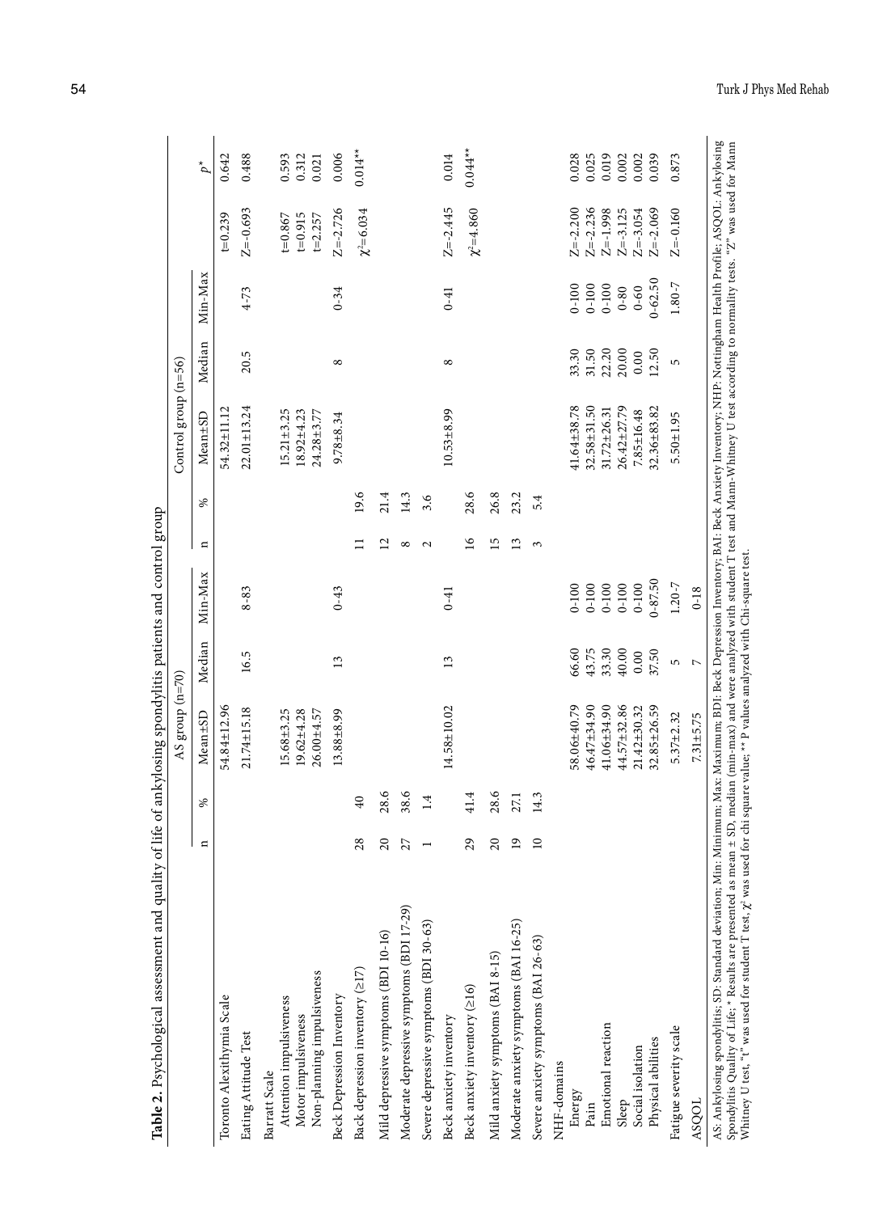**Table 2.** Psychological assessment and quality of life of ankylosing spondylitis patients and control group

| | AS group (n=70) | | | | | Control group (n=56) | | | | | | |
|---|---|---|---|---|---|---|---|---|---|---|---|---|
| | n | % | Mean±SD | Median | Min-Max | n | % | Mean±SD | Median | Min-Max | | $p$* |
| Toronto Alexithymia Scale | | | 54.84±12.96 | | | | | 54.32±11.12 | | | t=0.239 | 0.642 |
| Eating Attitude Test | | | 21.74±15.18 | 16.5 | 8-83 | | | 22.01±13.24 | 20.5 | 4-73 | Z=-0.693 | 0.488 |
| Barratt Scale | | | | | | | | | | | | |
| Attention impulsiveness | | | 15.68±3.25 | | | | | 15.21±3.25 | | | t=0.867 | 0.593 |
| Motor impulsiveness | | | 19.62±4.28 | | | | | 18.92±4.23 | | | t=0.915 | 0.312 |
| Non-planning impulsiveness | | | 26.00±4.57 | | | | | 24.28±3.77 | | | t=2.257 | 0.021 |
| Beck Depression Inventory | | | 13.88±8.99 | 13 | 0-43 | | | 9.78±8.34 | 8 | 0-34 | Z=-2.726 | 0.006 |
| Beck depression inventory (≥17) | 28 | 40 | | | | 11 | 19.6 | | | | $\chi^2$=6.034 | 0.014** |
| Mild depressive symptoms (BDI 10-16) | 20 | 28.6 | | | | 12 | 21.4 | | | | | |
| Moderate depressive symptoms (BDI 17-29) | 27 | 38.6 | | | | 8 | 14.3 | | | | | |
| Severe depressive symptoms (BDI 30-63) | 1 | 1.4 | | | | 2 | 3.6 | | | | | |
| Beck anxiety inventory | | | 14.58±10.02 | 13 | 0-41 | | | 10.53±8.99 | 8 | 0-41 | Z=-2.445 | 0.014 |
| Beck anxiety inventory (≥16) | 29 | 41.4 | | | | 16 | 28.6 | | | | $\chi^2$=4.860 | 0.044** |
| Mild anxiety symptoms (BAI 8-15) | 20 | 28.6 | | | | 15 | 26.8 | | | | | |
| Moderate anxiety symptoms (BAI 16-25) | 19 | 27.1 | | | | 13 | 23.2 | | | | | |
| Severe anxiety symptoms (BAI 26-63) | 10 | 14.3 | | | | 3 | 5.4 | | | | | |
| NHF-domains | | | | | | | | | | | | |
| Energy | | | 58.06±40.79 | 66.60 | 0-100 | | | 41.64±38.78 | 33.30 | 0-100 | Z=-2.200 | 0.028 |
| Pain | | | 46.47±34.90 | 43.75 | 0-100 | | | 32.58±31.50 | 31.50 | 0-100 | Z=-2.236 | 0.025 |
| Emotional reaction | | | 41.06±34.90 | 33.30 | 0-100 | | | 31.72±26.31 | 22.20 | 0-100 | Z=-1.998 | 0.019 |
| Sleep | | | 44.57±32.86 | 40.00 | 0-100 | | | 26.42±27.79 | 20.00 | 0-80 | Z=-3.125 | 0.002 |
| Social isolation | | | 21.42±30.32 | 0.00 | 0-100 | | | 7.85±16.48 | 0.00 | 0-60 | Z=-3.054 | 0.002 |
| Physical abilities | | | 32.85±26.59 | 37.50 | 0-87.50 | | | 32.36±83.82 | 12.50 | 0-62.50 | Z=-2.069 | 0.039 |
| Fatigue severity scale | | | 5.37±2.32 | 5 | 1.20-7 | | | 5.50±1.95 | 5 | 1.80-7 | Z=-0.160 | 0.873 |
| ASQOL | | | 7.31±5.75 | 7 | 0-18 | | | | | | | |

AS: Ankylosing spondylitis; SD: Standard deviation; Min: Minimum; Max: Maximum; BDI: Beck Depression Inventory; BAI: Beck Anxiety Inventory; NHP: Nottingham Health Profile; ASQOL: Ankylosing Spondylitis Quality of Life; * Results are presented as mean ± SD, median (min-max) and were analyzed with student T test and Mann-Whitney U test according to normality tests. "Z" was used for Mann Whitney U test, "t" was used for student T test, $\chi^2$ was used for chi square value; ** P values analyzed with Chi-square test.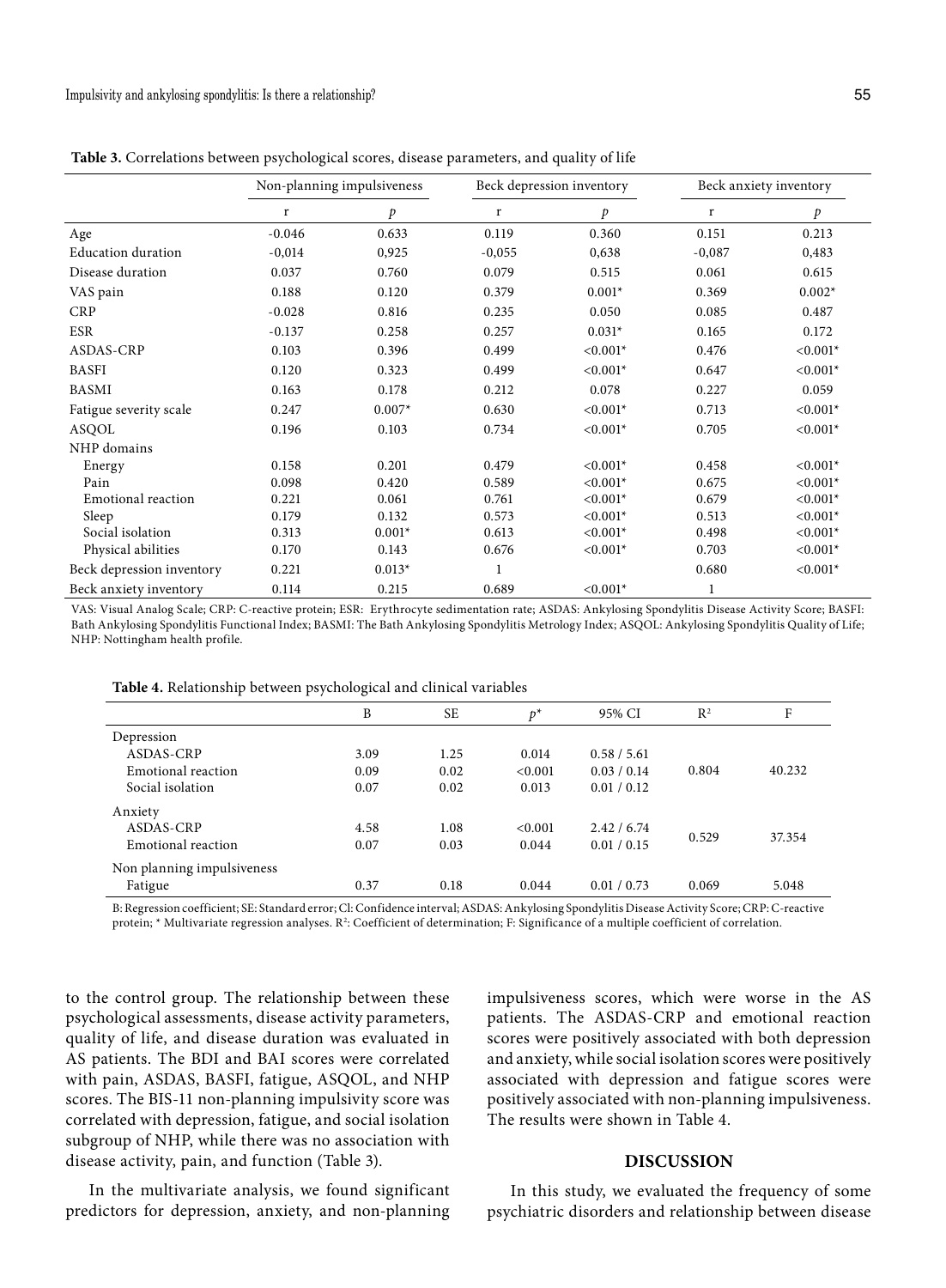**Table 3.** Correlations between psychological scores, disease parameters, and quality of life

| | Non-planning impulsiveness | | Beck depression inventory | | Beck anxiety inventory | |
|---|---|---|---|---|---|---|
| | r | *p* | r | *p* | r | *p* |
| Age | -0.046 | 0.633 | 0.119 | 0.360 | 0.151 | 0.213 |
| Education duration | -0,014 | 0,925 | -0,055 | 0,638 | -0,087 | 0,483 |
| Disease duration | 0.037 | 0.760 | 0.079 | 0.515 | 0.061 | 0.615 |
| VAS pain | 0.188 | 0.120 | 0.379 | 0.001* | 0.369 | 0.002* |
| CRP | -0.028 | 0.816 | 0.235 | 0.050 | 0.085 | 0.487 |
| ESR | -0.137 | 0.258 | 0.257 | 0.031* | 0.165 | 0.172 |
| ASDAS-CRP | 0.103 | 0.396 | 0.499 | <0.001* | 0.476 | <0.001* |
| BASFI | 0.120 | 0.323 | 0.499 | <0.001* | 0.647 | <0.001* |
| BASMI | 0.163 | 0.178 | 0.212 | 0.078 | 0.227 | 0.059 |
| Fatigue severity scale | 0.247 | 0.007* | 0.630 | <0.001* | 0.713 | <0.001* |
| ASQOL | 0.196 | 0.103 | 0.734 | <0.001* | 0.705 | <0.001* |
| NHP domains | | | | | | |
| Energy | 0.158 | 0.201 | 0.479 | <0.001* | 0.458 | <0.001* |
| Pain | 0.098 | 0.420 | 0.589 | <0.001* | 0.675 | <0.001* |
| Emotional reaction | 0.221 | 0.061 | 0.761 | <0.001* | 0.679 | <0.001* |
| Sleep | 0.179 | 0.132 | 0.573 | <0.001* | 0.513 | <0.001* |
| Social isolation | 0.313 | 0.001* | 0.613 | <0.001* | 0.498 | <0.001* |
| Physical abilities | 0.170 | 0.143 | 0.676 | <0.001* | 0.703 | <0.001* |
| Beck depression inventory | 0.221 | 0.013* | 1 | | 0.680 | <0.001* |
| Beck anxiety inventory | 0.114 | 0.215 | 0.689 | <0.001* | 1 | |

VAS: Visual Analog Scale; CRP: C-reactive protein; ESR: Erythrocyte sedimentation rate; ASDAS: Ankylosing Spondylitis Disease Activity Score; BASFI: Bath Ankylosing Spondylitis Functional Index; BASMI: The Bath Ankylosing Spondylitis Metrology Index; ASQOL: Ankylosing Spondylitis Quality of Life; NHP: Nottingham health profile.

**Table 4.** Relationship between psychological and clinical variables

| | B | SE | *p** | 95% CI | $R^2$ | F |
|---|---|---|---|---|---|---|
| Depression | | | | | | |
| ASDAS-CRP | 3.09 | 1.25 | 0.014 | 0.58 / 5.61 | | |
| Emotional reaction | 0.09 | 0.02 | <0.001 | 0.03 / 0.14 | 0.804 | 40.232 |
| Social isolation | 0.07 | 0.02 | 0.013 | 0.01 / 0.12 | | |
| Anxiety | | | | | | |
| ASDAS-CRP | 4.58 | 1.08 | <0.001 | 2.42 / 6.74 | 0.529 | 37.354 |
| Emotional reaction | 0.07 | 0.03 | 0.044 | 0.01 / 0.15 | | |
| Non planning impulsiveness | | | | | | |
| Fatigue | 0.37 | 0.18 | 0.044 | 0.01 / 0.73 | 0.069 | 5.048 |

B: Regression coefficient; SE: Standard error; CI: Confidence interval; ASDAS: Ankylosing Spondylitis Disease Activity Score; CRP: C-reactive protein; * Multivariate regression analyses. $R^2$: Coefficient of determination; F: Significance of a multiple coefficient of correlation.

to the control group. The relationship between these psychological assessments, disease activity parameters, quality of life, and disease duration was evaluated in AS patients. The BDI and BAI scores were correlated with pain, ASDAS, BASFI, fatigue, ASQOL, and NHP scores. The BIS-11 non-planning impulsivity score was correlated with depression, fatigue, and social isolation subgroup of NHP, while there was no association with disease activity, pain, and function (Table 3).

In the multivariate analysis, we found significant predictors for depression, anxiety, and non-planning impulsiveness scores, which were worse in the AS patients. The ASDAS-CRP and emotional reaction scores were positively associated with both depression and anxiety, while social isolation scores were positively associated with depression and fatigue scores were positively associated with non-planning impulsiveness. The results were shown in Table 4.

## DISCUSSION

In this study, we evaluated the frequency of some psychiatric disorders and relationship between disease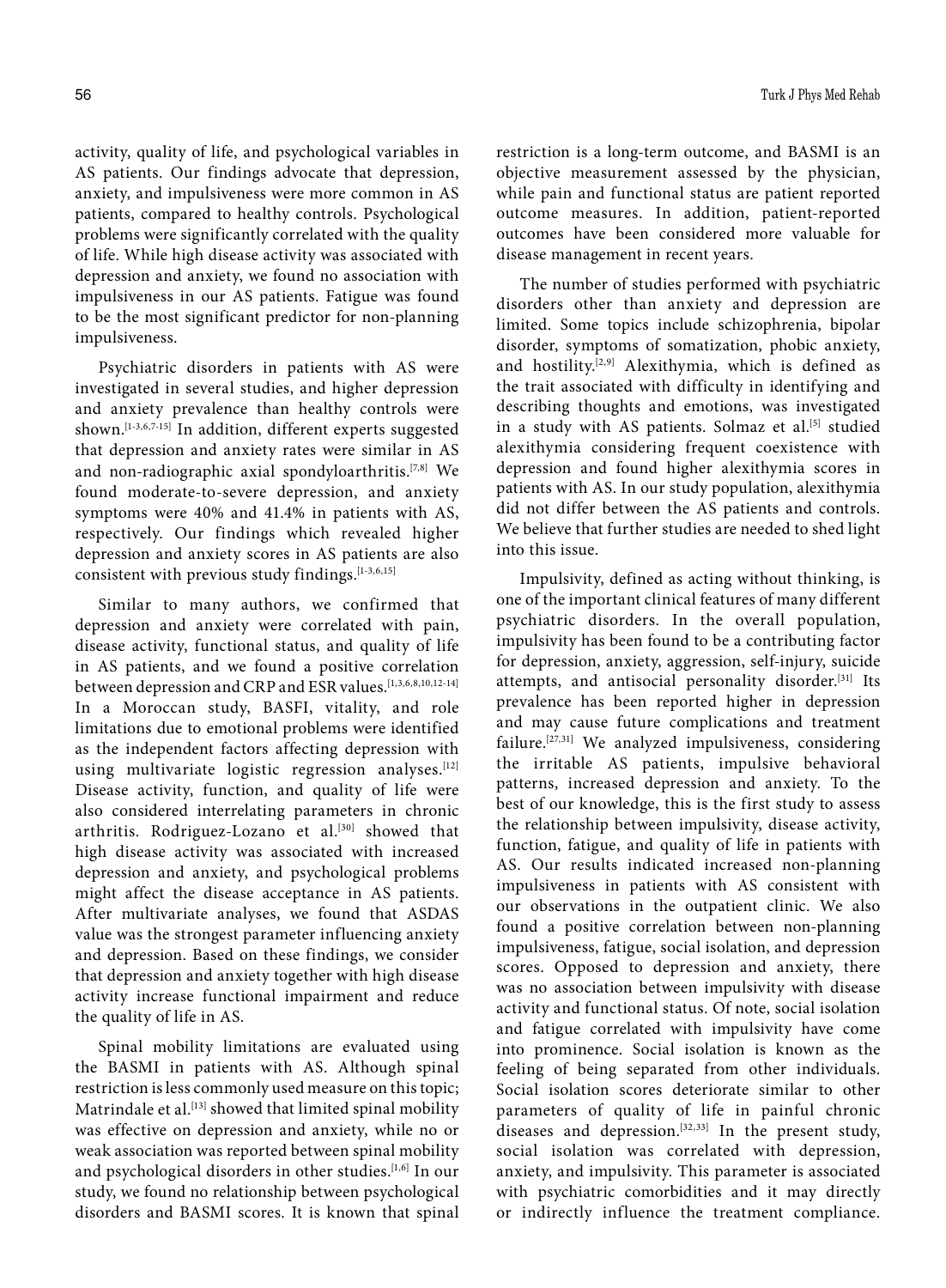activity, quality of life, and psychological variables in AS patients. Our findings advocate that depression, anxiety, and impulsiveness were more common in AS patients, compared to healthy controls. Psychological problems were significantly correlated with the quality of life. While high disease activity was associated with depression and anxiety, we found no association with impulsiveness in our AS patients. Fatigue was found to be the most significant predictor for non-planning impulsiveness.

Psychiatric disorders in patients with AS were investigated in several studies, and higher depression and anxiety prevalence than healthy controls were shown.[1-3,6,7-15] In addition, different experts suggested that depression and anxiety rates were similar in AS and non-radiographic axial spondyloarthritis.[7,8] We found moderate-to-severe depression, and anxiety symptoms were 40% and 41.4% in patients with AS, respectively. Our findings which revealed higher depression and anxiety scores in AS patients are also consistent with previous study findings.[1-3,6,15]

Similar to many authors, we confirmed that depression and anxiety were correlated with pain, disease activity, functional status, and quality of life in AS patients, and we found a positive correlation between depression and CRP and ESR values.[1,3,6,8,10,12-14] In a Moroccan study, BASFI, vitality, and role limitations due to emotional problems were identified as the independent factors affecting depression with using multivariate logistic regression analyses.[12] Disease activity, function, and quality of life were also considered interrelating parameters in chronic arthritis. Rodriguez-Lozano et al.[30] showed that high disease activity was associated with increased depression and anxiety, and psychological problems might affect the disease acceptance in AS patients. After multivariate analyses, we found that ASDAS value was the strongest parameter influencing anxiety and depression. Based on these findings, we consider that depression and anxiety together with high disease activity increase functional impairment and reduce the quality of life in AS.

Spinal mobility limitations are evaluated using the BASMI in patients with AS. Although spinal restriction is less commonly used measure on this topic; Matrindale et al.[13] showed that limited spinal mobility was effective on depression and anxiety, while no or weak association was reported between spinal mobility and psychological disorders in other studies.[1,6] In our study, we found no relationship between psychological disorders and BASMI scores. It is known that spinal restriction is a long-term outcome, and BASMI is an objective measurement assessed by the physician, while pain and functional status are patient reported outcome measures. In addition, patient-reported outcomes have been considered more valuable for disease management in recent years.

The number of studies performed with psychiatric disorders other than anxiety and depression are limited. Some topics include schizophrenia, bipolar disorder, symptoms of somatization, phobic anxiety, and hostility.[2,9] Alexithymia, which is defined as the trait associated with difficulty in identifying and describing thoughts and emotions, was investigated in a study with AS patients. Solmaz et al.[5] studied alexithymia considering frequent coexistence with depression and found higher alexithymia scores in patients with AS. In our study population, alexithymia did not differ between the AS patients and controls. We believe that further studies are needed to shed light into this issue.

Impulsivity, defined as acting without thinking, is one of the important clinical features of many different psychiatric disorders. In the overall population, impulsivity has been found to be a contributing factor for depression, anxiety, aggression, self-injury, suicide attempts, and antisocial personality disorder.[31] Its prevalence has been reported higher in depression and may cause future complications and treatment failure.[27,31] We analyzed impulsiveness, considering the irritable AS patients, impulsive behavioral patterns, increased depression and anxiety. To the best of our knowledge, this is the first study to assess the relationship between impulsivity, disease activity, function, fatigue, and quality of life in patients with AS. Our results indicated increased non-planning impulsiveness in patients with AS consistent with our observations in the outpatient clinic. We also found a positive correlation between non-planning impulsiveness, fatigue, social isolation, and depression scores. Opposed to depression and anxiety, there was no association between impulsivity with disease activity and functional status. Of note, social isolation and fatigue correlated with impulsivity have come into prominence. Social isolation is known as the feeling of being separated from other individuals. Social isolation scores deteriorate similar to other parameters of quality of life in painful chronic diseases and depression.[32,33] In the present study, social isolation was correlated with depression, anxiety, and impulsivity. This parameter is associated with psychiatric comorbidities and it may directly or indirectly influence the treatment compliance.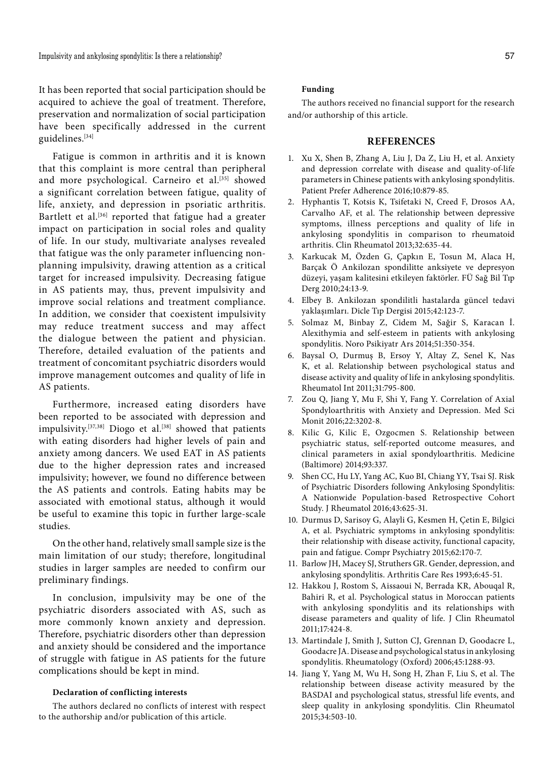It has been reported that social participation should be acquired to achieve the goal of treatment. Therefore, preservation and normalization of social participation have been specifically addressed in the current guidelines.[34]

Fatigue is common in arthritis and it is known that this complaint is more central than peripheral and more psychological. Carneiro et al.[35] showed a significant correlation between fatigue, quality of life, anxiety, and depression in psoriatic arthritis. Bartlett et al.[36] reported that fatigue had a greater impact on participation in social roles and quality of life. In our study, multivariate analyses revealed that fatigue was the only parameter influencing non-planning impulsivity, drawing attention as a critical target for increased impulsivity. Decreasing fatigue in AS patients may, thus, prevent impulsivity and improve social relations and treatment compliance. In addition, we consider that coexistent impulsivity may reduce treatment success and may affect the dialogue between the patient and physician. Therefore, detailed evaluation of the patients and treatment of concomitant psychiatric disorders would improve management outcomes and quality of life in AS patients.

Furthermore, increased eating disorders have been reported to be associated with depression and impulsivity.[37,38] Diogo et al.[38] showed that patients with eating disorders had higher levels of pain and anxiety among dancers. We used EAT in AS patients due to the higher depression rates and increased impulsivity; however, we found no difference between the AS patients and controls. Eating habits may be associated with emotional status, although it would be useful to examine this topic in further large-scale studies.

On the other hand, relatively small sample size is the main limitation of our study; therefore, longitudinal studies in larger samples are needed to confirm our preliminary findings.

In conclusion, impulsivity may be one of the psychiatric disorders associated with AS, such as more commonly known anxiety and depression. Therefore, psychiatric disorders other than depression and anxiety should be considered and the importance of struggle with fatigue in AS patients for the future complications should be kept in mind.

**Declaration of conflicting interests**

The authors declared no conflicts of interest with respect to the authorship and/or publication of this article.

**Funding**

The authors received no financial support for the research and/or authorship of this article.

## REFERENCES

1. Xu X, Shen B, Zhang A, Liu J, Da Z, Liu H, et al. Anxiety and depression correlate with disease and quality-of-life parameters in Chinese patients with ankylosing spondylitis. Patient Prefer Adherence 2016;10:879-85.
2. Hyphantis T, Kotsis K, Tsifetaki N, Creed F, Drosos AA, Carvalho AF, et al. The relationship between depressive symptoms, illness perceptions and quality of life in ankylosing spondylitis in comparison to rheumatoid arthritis. Clin Rheumatol 2013;32:635-44.
3. Karkucak M, Özden G, Çapkın E, Tosun M, Alaca H, Barçak Ö Ankilozan spondilitte anksiyete ve depresyon düzeyi, yaşam kalitesini etkileyen faktörler. FÜ Sağ Bil Tıp Derg 2010;24:13-9.
4. Elbey B. Ankilozan spondilitli hastalarda güncel tedavi yaklaşımları. Dicle Tıp Dergisi 2015;42:123-7.
5. Solmaz M, Binbay Z, Cidem M, Sağir S, Karacan İ. Alexithymia and self-esteem in patients with ankylosing spondylitis. Noro Psikiyatr Ars 2014;51:350-354.
6. Baysal O, Durmuş B, Ersoy Y, Altay Z, Senel K, Nas K, et al. Relationship between psychological status and disease activity and quality of life in ankylosing spondylitis. Rheumatol Int 2011;31:795-800.
7. Zou Q, Jiang Y, Mu F, Shi Y, Fang Y. Correlation of Axial Spondyloarthritis with Anxiety and Depression. Med Sci Monit 2016;22:3202-8.
8. Kilic G, Kilic E, Ozgocmen S. Relationship between psychiatric status, self-reported outcome measures, and clinical parameters in axial spondyloarthritis. Medicine (Baltimore) 2014;93:337.
9. Shen CC, Hu LY, Yang AC, Kuo BI, Chiang YY, Tsai SJ. Risk of Psychiatric Disorders following Ankylosing Spondylitis: A Nationwide Population-based Retrospective Cohort Study. J Rheumatol 2016;43:625-31.
10. Durmus D, Sarisoy G, Alayli G, Kesmen H, Çetin E, Bilgici A, et al. Psychiatric symptoms in ankylosing spondylitis: their relationship with disease activity, functional capacity, pain and fatigue. Compr Psychiatry 2015;62:170-7.
11. Barlow JH, Macey SJ, Struthers GR. Gender, depression, and ankylosing spondylitis. Arthritis Care Res 1993;6:45-51.
12. Hakkou J, Rostom S, Aissaoui N, Berrada KR, Abouqal R, Bahiri R, et al. Psychological status in Moroccan patients with ankylosing spondylitis and its relationships with disease parameters and quality of life. J Clin Rheumatol 2011;17:424-8.
13. Martindale J, Smith J, Sutton CJ, Grennan D, Goodacre L, Goodacre JA. Disease and psychological status in ankylosing spondylitis. Rheumatology (Oxford) 2006;45:1288-93.
14. Jiang Y, Yang M, Wu H, Song H, Zhan F, Liu S, et al. The relationship between disease activity measured by the BASDAI and psychological status, stressful life events, and sleep quality in ankylosing spondylitis. Clin Rheumatol 2015;34:503-10.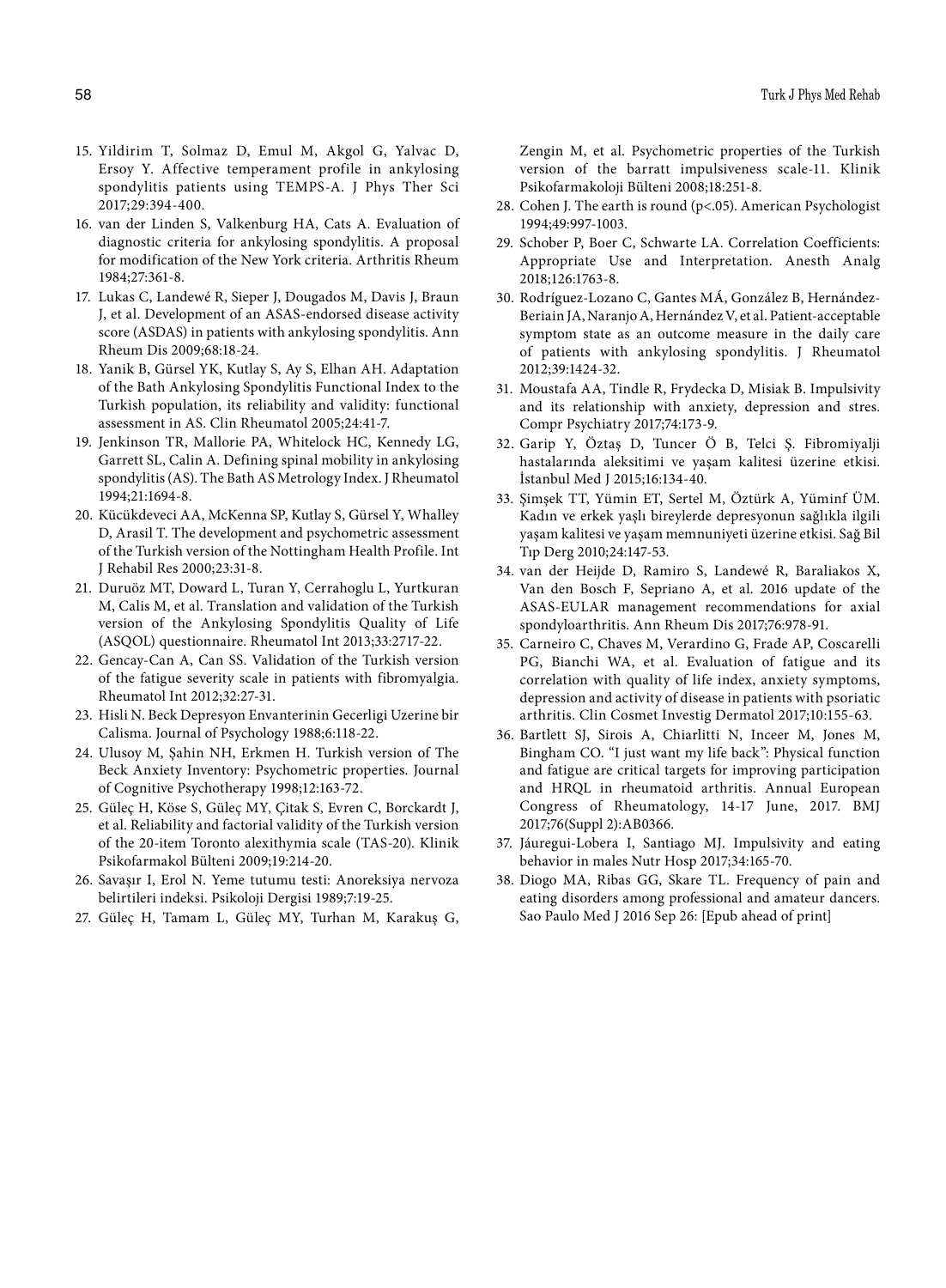15. Yildirim T, Solmaz D, Emul M, Akgol G, Yalvac D, Ersoy Y. Affective temperament profile in ankylosing spondylitis patients using TEMPS-A. J Phys Ther Sci 2017;29:394-400.
16. van der Linden S, Valkenburg HA, Cats A. Evaluation of diagnostic criteria for ankylosing spondylitis. A proposal for modification of the New York criteria. Arthritis Rheum 1984;27:361-8.
17. Lukas C, Landewé R, Sieper J, Dougados M, Davis J, Braun J, et al. Development of an ASAS-endorsed disease activity score (ASDAS) in patients with ankylosing spondylitis. Ann Rheum Dis 2009;68:18-24.
18. Yanik B, Gürsel YK, Kutlay S, Ay S, Elhan AH. Adaptation of the Bath Ankylosing Spondylitis Functional Index to the Turkish population, its reliability and validity: functional assessment in AS. Clin Rheumatol 2005;24:41-7.
19. Jenkinson TR, Mallorie PA, Whitelock HC, Kennedy LG, Garrett SL, Calin A. Defining spinal mobility in ankylosing spondylitis (AS). The Bath AS Metrology Index. J Rheumatol 1994;21:1694-8.
20. Kücükdeveci AA, McKenna SP, Kutlay S, Gürsel Y, Whalley D, Arasil T. The development and psychometric assessment of the Turkish version of the Nottingham Health Profile. Int J Rehabil Res 2000;23:31-8.
21. Duruöz MT, Doward L, Turan Y, Cerrahoglu L, Yurtkuran M, Calis M, et al. Translation and validation of the Turkish version of the Ankylosing Spondylitis Quality of Life (ASQOL) questionnaire. Rheumatol Int 2013;33:2717-22.
22. Gencay-Can A, Can SS. Validation of the Turkish version of the fatigue severity scale in patients with fibromyalgia. Rheumatol Int 2012;32:27-31.
23. Hisli N. Beck Depresyon Envanterinin Gecerligi Uzerine bir Calisma. Journal of Psychology 1988;6:118-22.
24. Ulusoy M, Şahin NH, Erkmen H. Turkish version of The Beck Anxiety Inventory: Psychometric properties. Journal of Cognitive Psychotherapy 1998;12:163-72.
25. Güleç H, Köse S, Güleç MY, Çitak S, Evren C, Borckardt J, et al. Reliability and factorial validity of the Turkish version of the 20-item Toronto alexithymia scale (TAS-20). Klinik Psikofarmakol Bülteni 2009;19:214-20.
26. Savaşır I, Erol N. Yeme tutumu testi: Anoreksiya nervoza belirtileri indeksi. Psikoloji Dergisi 1989;7:19-25.
27. Güleç H, Tamam L, Güleç MY, Turhan M, Karakuş G, Zengin M, et al. Psychometric properties of the Turkish version of the barratt impulsiveness scale-11. Klinik Psikofarmakoloji Bülteni 2008;18:251-8.
28. Cohen J. The earth is round (p<.05). American Psychologist 1994;49:997-1003.
29. Schober P, Boer C, Schwarte LA. Correlation Coefficients: Appropriate Use and Interpretation. Anesth Analg 2018;126:1763-8.
30. Rodríguez-Lozano C, Gantes MÁ, González B, Hernández-Beriain JA, Naranjo A, Hernández V, et al. Patient-acceptable symptom state as an outcome measure in the daily care of patients with ankylosing spondylitis. J Rheumatol 2012;39:1424-32.
31. Moustafa AA, Tindle R, Frydecka D, Misiak B. Impulsivity and its relationship with anxiety, depression and stres. Compr Psychiatry 2017;74:173-9.
32. Garip Y, Öztaş D, Tuncer Ö B, Telci Ş. Fibromiyalji hastalarında aleksitimi ve yaşam kalitesi üzerine etkisi. İstanbul Med J 2015;16:134-40.
33. Şimşek TT, Yümin ET, Sertel M, Öztürk A, Yüminf ÜM. Kadın ve erkek yaşlı bireylerde depresyonun sağlıkla ilgili yaşam kalitesi ve yaşam memnuniyeti üzerine etkisi. Sağ Bil Tıp Derg 2010;24:147-53.
34. van der Heijde D, Ramiro S, Landewé R, Baraliakos X, Van den Bosch F, Sepriano A, et al. 2016 update of the ASAS-EULAR management recommendations for axial spondyloarthritis. Ann Rheum Dis 2017;76:978-91.
35. Carneiro C, Chaves M, Verardino G, Frade AP, Coscarelli PG, Bianchi WA, et al. Evaluation of fatigue and its correlation with quality of life index, anxiety symptoms, depression and activity of disease in patients with psoriatic arthritis. Clin Cosmet Investig Dermatol 2017;10:155-63.
36. Bartlett SJ, Sirois A, Chiarlitti N, Inceer M, Jones M, Bingham CO. "I just want my life back": Physical function and fatigue are critical targets for improving participation and HRQL in rheumatoid arthritis. Annual European Congress of Rheumatology, 14-17 June, 2017. BMJ 2017;76(Suppl 2):AB0366.
37. Jáuregui-Lobera I, Santiago MJ. Impulsivity and eating behavior in males Nutr Hosp 2017;34:165-70.
38. Diogo MA, Ribas GG, Skare TL. Frequency of pain and eating disorders among professional and amateur dancers. Sao Paulo Med J 2016 Sep 26: [Epub ahead of print]